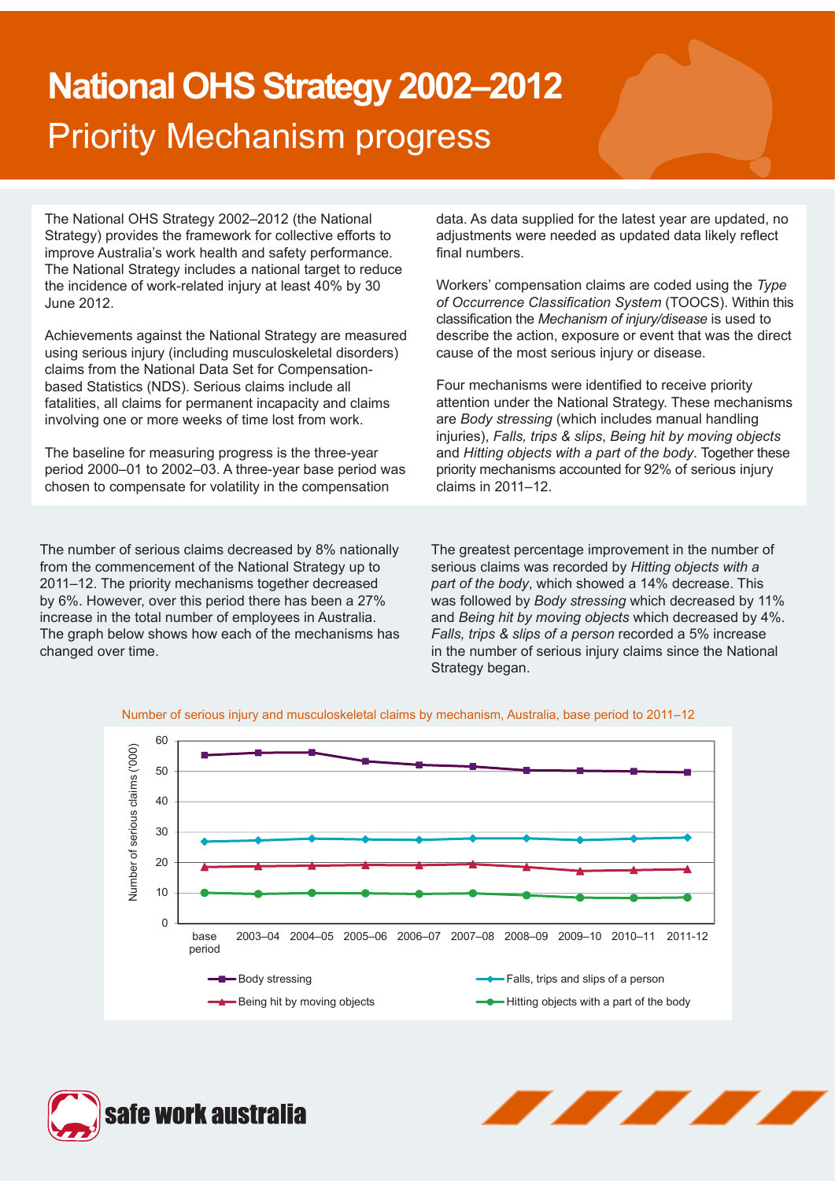# National OHS Strategy 2002–2012

## Priority Mechanism progress

The National OHS Strategy 2002–2012 (the National Strategy) provides the framework for collective efforts to improve Australia's work health and safety performance. The National Strategy includes a national target to reduce the incidence of work-related injury at least 40% by 30 June 2012.

Achievements against the National Strategy are measured using serious injury (including musculoskeletal disorders) claims from the National Data Set for Compensation-based Statistics (NDS). Serious claims include all fatalities, all claims for permanent incapacity and claims involving one or more weeks of time lost from work.

The baseline for measuring progress is the three-year period 2000–01 to 2002–03. A three-year base period was chosen to compensate for volatility in the compensation data. As data supplied for the latest year are updated, no adjustments were needed as updated data likely reflect final numbers.

Workers' compensation claims are coded using the *Type of Occurrence Classification System* (TOOCS). Within this classification the *Mechanism of injury/disease* is used to describe the action, exposure or event that was the direct cause of the most serious injury or disease.

Four mechanisms were identified to receive priority attention under the National Strategy. These mechanisms are *Body stressing* (which includes manual handling injuries), *Falls, trips & slips*, *Being hit by moving objects* and *Hitting objects with a part of the body*. Together these priority mechanisms accounted for 92% of serious injury claims in 2011–12.

The number of serious claims decreased by 8% nationally from the commencement of the National Strategy up to 2011–12. The priority mechanisms together decreased by 6%. However, over this period there has been a 27% increase in the total number of employees in Australia. The graph below shows how each of the mechanisms has changed over time.

The greatest percentage improvement in the number of serious claims was recorded by *Hitting objects with a part of the body*, which showed a 14% decrease. This was followed by *Body stressing* which decreased by 11% and *Being hit by moving objects* which decreased by 4%. *Falls, trips & slips of a person* recorded a 5% increase in the number of serious injury claims since the National Strategy began.

Number of serious injury and musculoskeletal claims by mechanism, Australia, base period to 2011–12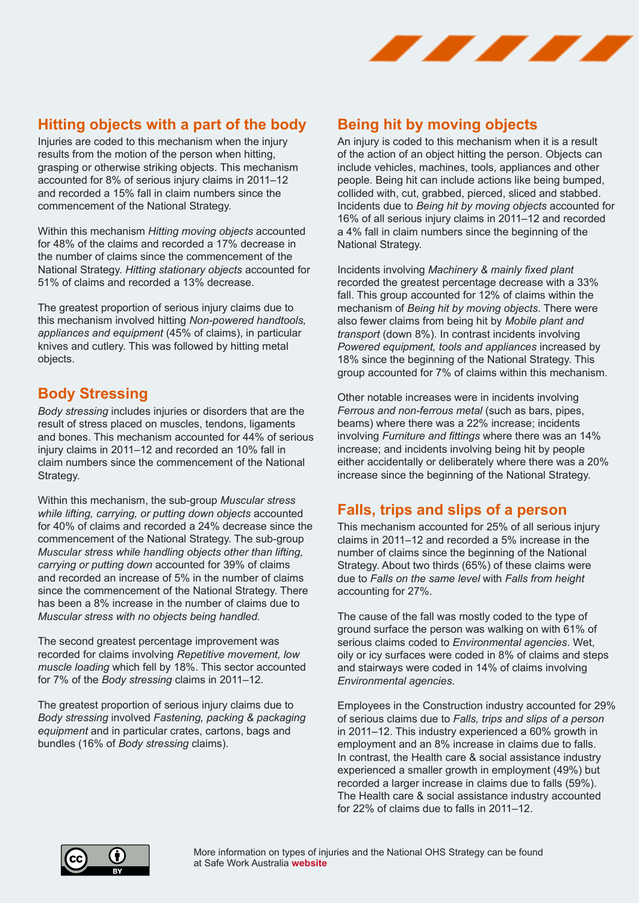## Hitting objects with a part of the body

Injuries are coded to this mechanism when the injury results from the motion of the person when hitting, grasping or otherwise striking objects. This mechanism accounted for 8% of serious injury claims in 2011–12 and recorded a 15% fall in claim numbers since the commencement of the National Strategy.

Within this mechanism *Hitting moving objects* accounted for 48% of the claims and recorded a 17% decrease in the number of claims since the commencement of the National Strategy. *Hitting stationary objects* accounted for 51% of claims and recorded a 13% decrease.

The greatest proportion of serious injury claims due to this mechanism involved hitting *Non-powered handtools, appliances and equipment* (45% of claims), in particular knives and cutlery. This was followed by hitting metal objects.

## Body Stressing

*Body stressing* includes injuries or disorders that are the result of stress placed on muscles, tendons, ligaments and bones. This mechanism accounted for 44% of serious injury claims in 2011–12 and recorded an 10% fall in claim numbers since the commencement of the National Strategy.

Within this mechanism, the sub-group *Muscular stress while lifting, carrying, or putting down objects* accounted for 40% of claims and recorded a 24% decrease since the commencement of the National Strategy. The sub-group *Muscular stress while handling objects other than lifting, carrying or putting down* accounted for 39% of claims and recorded an increase of 5% in the number of claims since the commencement of the National Strategy. There has been a 8% increase in the number of claims due to *Muscular stress with no objects being handled.*

The second greatest percentage improvement was recorded for claims involving *Repetitive movement, low muscle loading* which fell by 18%. This sector accounted for 7% of the *Body stressing* claims in 2011–12.

The greatest proportion of serious injury claims due to *Body stressing* involved *Fastening, packing & packaging equipment* and in particular crates, cartons, bags and bundles (16% of *Body stressing* claims).

## Being hit by moving objects

An injury is coded to this mechanism when it is a result of the action of an object hitting the person. Objects can include vehicles, machines, tools, appliances and other people. Being hit can include actions like being bumped, collided with, cut, grabbed, pierced, sliced and stabbed. Incidents due to *Being hit by moving objects* accounted for 16% of all serious injury claims in 2011–12 and recorded a 4% fall in claim numbers since the beginning of the National Strategy.

Incidents involving *Machinery & mainly fixed plant* recorded the greatest percentage decrease with a 33% fall. This group accounted for 12% of claims within the mechanism of *Being hit by moving objects*. There were also fewer claims from being hit by *Mobile plant and transport* (down 8%). In contrast incidents involving *Powered equipment, tools and appliances* increased by 18% since the beginning of the National Strategy. This group accounted for 7% of claims within this mechanism.

Other notable increases were in incidents involving *Ferrous and non-ferrous metal* (such as bars, pipes, beams) where there was a 22% increase; incidents involving *Furniture and fittings* where there was an 14% increase; and incidents involving being hit by people either accidentally or deliberately where there was a 20% increase since the beginning of the National Strategy.

## Falls, trips and slips of a person

This mechanism accounted for 25% of all serious injury claims in 2011–12 and recorded a 5% increase in the number of claims since the beginning of the National Strategy. About two thirds (65%) of these claims were due to *Falls on the same level* with *Falls from height* accounting for 27%.

The cause of the fall was mostly coded to the type of ground surface the person was walking on with 61% of serious claims coded to *Environmental agencies*. Wet, oily or icy surfaces were coded in 8% of claims and steps and stairways were coded in 14% of claims involving *Environmental agencies*.

Employees in the Construction industry accounted for 29% of serious claims due to *Falls, trips and slips of a person* in 2011–12. This industry experienced a 60% growth in employment and an 8% increase in claims due to falls. In contrast, the Health care & social assistance industry experienced a smaller growth in employment (49%) but recorded a larger increase in claims due to falls (59%). The Health care & social assistance industry accounted for 22% of claims due to falls in 2011–12.

More information on types of injuries and the National OHS Strategy can be found at Safe Work Australia **website**